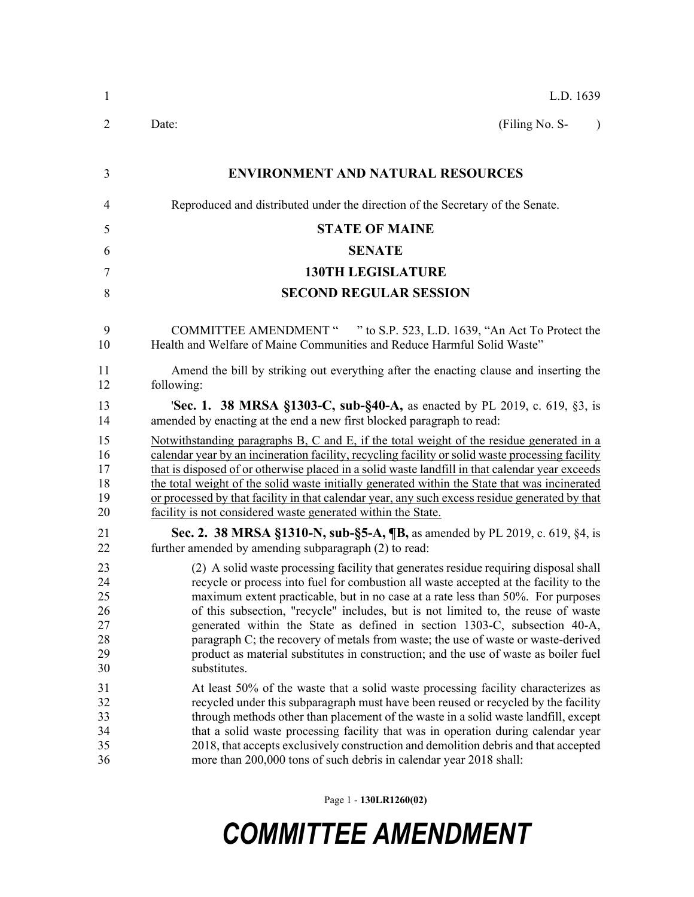L.D. 1639

Date: (Filing No. S- )

## ENVIRONMENT AND NATURAL RESOURCES

Reproduced and distributed under the direction of the Secretary of the Senate.

## STATE OF MAINE

## SENATE

## 130TH LEGISLATURE

## SECOND REGULAR SESSION

COMMITTEE AMENDMENT " " to S.P. 523, L.D. 1639, "An Act To Protect the Health and Welfare of Maine Communities and Reduce Harmful Solid Waste"

Amend the bill by striking out everything after the enacting clause and inserting the following:

'**Sec. 1. 38 MRSA §1303-C, sub-§40-A,** as enacted by PL 2019, c. 619, §3, is amended by enacting at the end a new first blocked paragraph to read:

<u>Notwithstanding paragraphs B, C and E, if the total weight of the residue generated in a calendar year by an incineration facility, recycling facility or solid waste processing facility that is disposed of or otherwise placed in a solid waste landfill in that calendar year exceeds the total weight of the solid waste initially generated within the State that was incinerated or processed by that facility in that calendar year, any such excess residue generated by that facility is not considered waste generated within the State.</u>

**Sec. 2. 38 MRSA §1310-N, sub-§5-A, ¶B,** as amended by PL 2019, c. 619, §4, is further amended by amending subparagraph (2) to read:

(2) A solid waste processing facility that generates residue requiring disposal shall recycle or process into fuel for combustion all waste accepted at the facility to the maximum extent practicable, but in no case at a rate less than 50%. For purposes of this subsection, "recycle" includes, but is not limited to, the reuse of waste generated within the State as defined in section 1303-C, subsection 40-A, paragraph C; the recovery of metals from waste; the use of waste or waste-derived product as material substitutes in construction; and the use of waste as boiler fuel substitutes.

At least 50% of the waste that a solid waste processing facility characterizes as recycled under this subparagraph must have been reused or recycled by the facility through methods other than placement of the waste in a solid waste landfill, except that a solid waste processing facility that was in operation during calendar year 2018, that accepts exclusively construction and demolition debris and that accepted more than 200,000 tons of such debris in calendar year 2018 shall: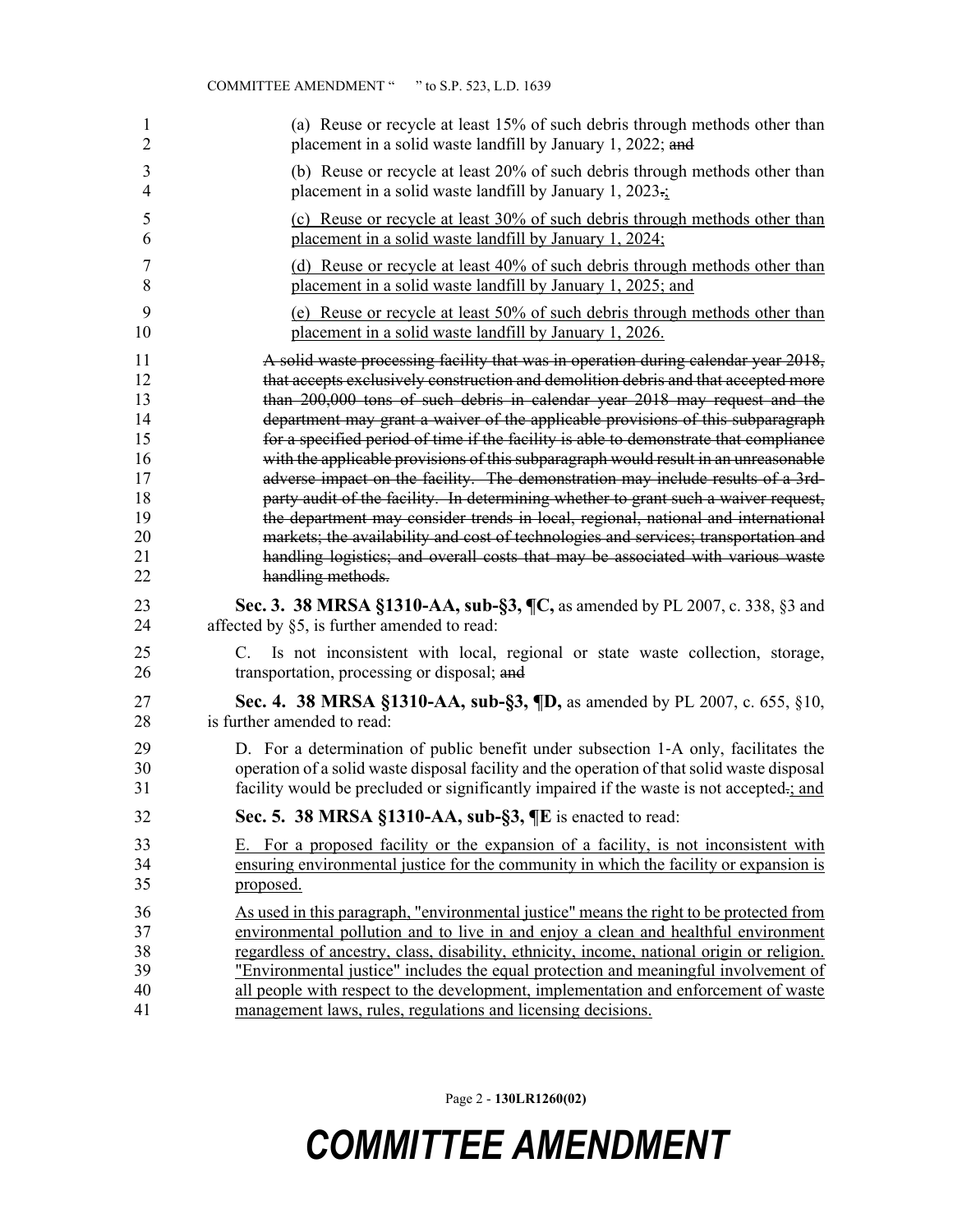(a) Reuse or recycle at least 15% of such debris through methods other than placement in a solid waste landfill by January 1, 2022; ~~and~~

(b) Reuse or recycle at least 20% of such debris through methods other than placement in a solid waste landfill by January 1, 2023~~.~~;

(c) Reuse or recycle at least 30% of such debris through methods other than placement in a solid waste landfill by January 1, 2024;

(d) Reuse or recycle at least 40% of such debris through methods other than placement in a solid waste landfill by January 1, 2025; and

(e) Reuse or recycle at least 50% of such debris through methods other than placement in a solid waste landfill by January 1, 2026.

~~A solid waste processing facility that was in operation during calendar year 2018, that accepts exclusively construction and demolition debris and that accepted more than 200,000 tons of such debris in calendar year 2018 may request and the department may grant a waiver of the applicable provisions of this subparagraph for a specified period of time if the facility is able to demonstrate that compliance with the applicable provisions of this subparagraph would result in an unreasonable adverse impact on the facility. The demonstration may include results of a 3rd-party audit of the facility. In determining whether to grant such a waiver request, the department may consider trends in local, regional, national and international markets; the availability and cost of technologies and services; transportation and handling logistics; and overall costs that may be associated with various waste handling methods.~~

**Sec. 3. 38 MRSA §1310-AA, sub-§3, ¶C,** as amended by PL 2007, c. 338, §3 and affected by §5, is further amended to read:

C. Is not inconsistent with local, regional or state waste collection, storage, transportation, processing or disposal; ~~and~~

**Sec. 4. 38 MRSA §1310-AA, sub-§3, ¶D,** as amended by PL 2007, c. 655, §10, is further amended to read:

D. For a determination of public benefit under subsection 1-A only, facilitates the operation of a solid waste disposal facility and the operation of that solid waste disposal facility would be precluded or significantly impaired if the waste is not accepted~~.~~; and

**Sec. 5. 38 MRSA §1310-AA, sub-§3, ¶E** is enacted to read:

E. For a proposed facility or the expansion of a facility, is not inconsistent with ensuring environmental justice for the community in which the facility or expansion is proposed.

As used in this paragraph, "environmental justice" means the right to be protected from environmental pollution and to live in and enjoy a clean and healthful environment regardless of ancestry, class, disability, ethnicity, income, national origin or religion. "Environmental justice" includes the equal protection and meaningful involvement of all people with respect to the development, implementation and enforcement of waste management laws, rules, regulations and licensing decisions.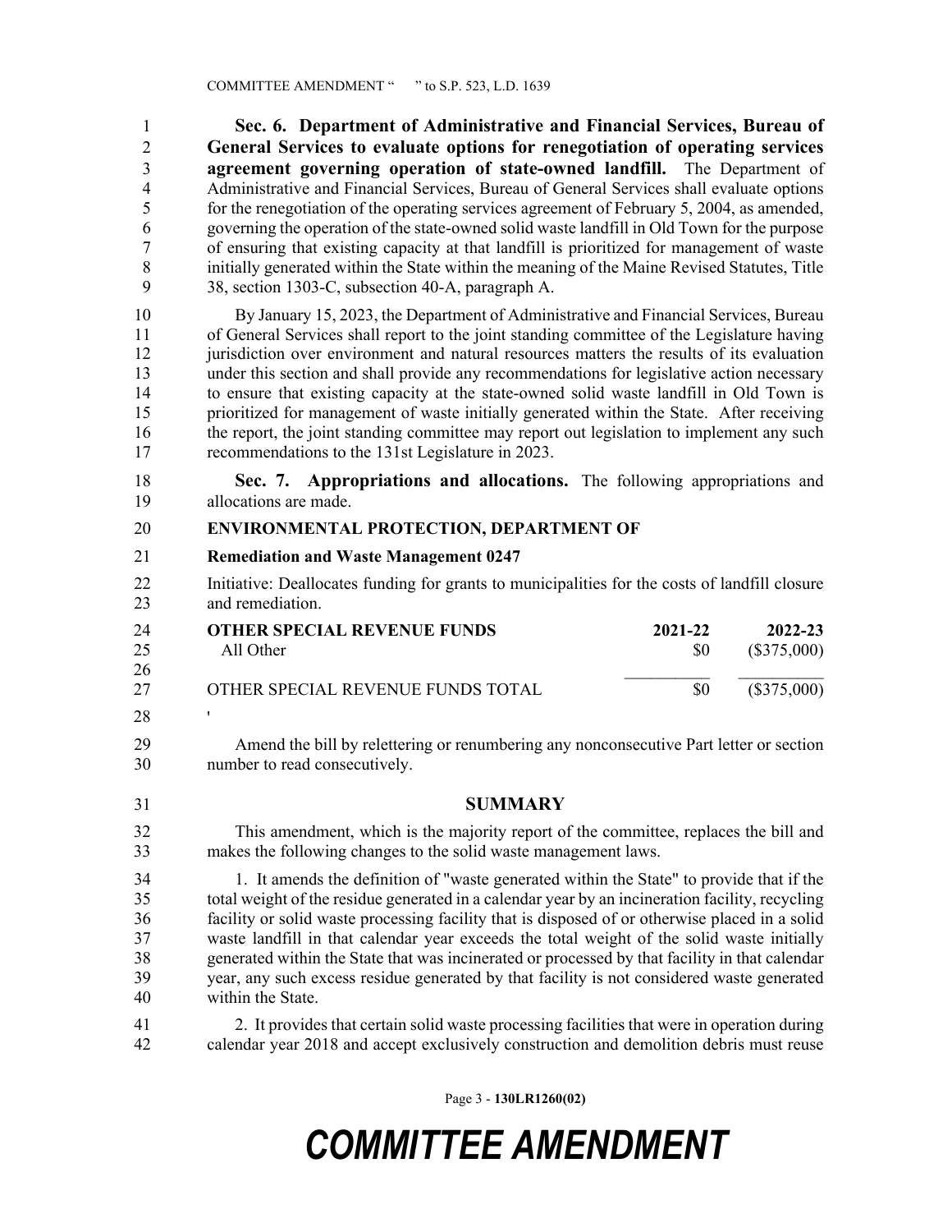**Sec. 6. Department of Administrative and Financial Services, Bureau of General Services to evaluate options for renegotiation of operating services agreement governing operation of state-owned landfill.** The Department of Administrative and Financial Services, Bureau of General Services shall evaluate options for the renegotiation of the operating services agreement of February 5, 2004, as amended, governing the operation of the state-owned solid waste landfill in Old Town for the purpose of ensuring that existing capacity at that landfill is prioritized for management of waste initially generated within the State within the meaning of the Maine Revised Statutes, Title 38, section 1303-C, subsection 40-A, paragraph A.

By January 15, 2023, the Department of Administrative and Financial Services, Bureau of General Services shall report to the joint standing committee of the Legislature having jurisdiction over environment and natural resources matters the results of its evaluation under this section and shall provide any recommendations for legislative action necessary to ensure that existing capacity at the state-owned solid waste landfill in Old Town is prioritized for management of waste initially generated within the State. After receiving the report, the joint standing committee may report out legislation to implement any such recommendations to the 131st Legislature in 2023.

**Sec. 7. Appropriations and allocations.** The following appropriations and allocations are made.

**ENVIRONMENTAL PROTECTION, DEPARTMENT OF**

**Remediation and Waste Management 0247**

Initiative: Deallocates funding for grants to municipalities for the costs of landfill closure and remediation.

| **OTHER SPECIAL REVENUE FUNDS** | **2021-22** | **2022-23** |
|---|---|---|
| All Other | $0 | ($375,000) |
| OTHER SPECIAL REVENUE FUNDS TOTAL | $0 | ($375,000) |

'

Amend the bill by relettering or renumbering any nonconsecutive Part letter or section number to read consecutively.

## SUMMARY

This amendment, which is the majority report of the committee, replaces the bill and makes the following changes to the solid waste management laws.

1. It amends the definition of "waste generated within the State" to provide that if the total weight of the residue generated in a calendar year by an incineration facility, recycling facility or solid waste processing facility that is disposed of or otherwise placed in a solid waste landfill in that calendar year exceeds the total weight of the solid waste initially generated within the State that was incinerated or processed by that facility in that calendar year, any such excess residue generated by that facility is not considered waste generated within the State.

2. It provides that certain solid waste processing facilities that were in operation during calendar year 2018 and accept exclusively construction and demolition debris must reuse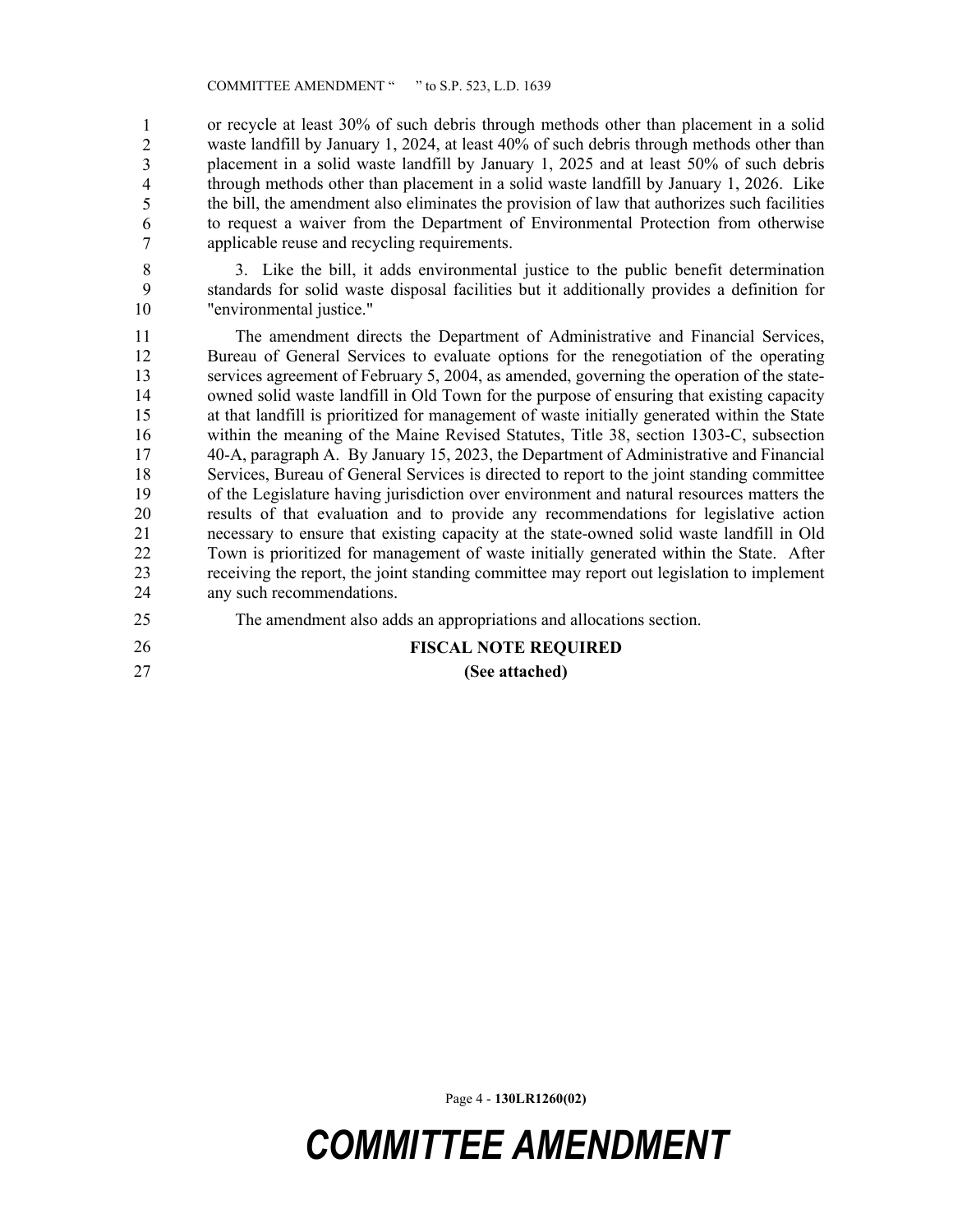or recycle at least 30% of such debris through methods other than placement in a solid waste landfill by January 1, 2024, at least 40% of such debris through methods other than placement in a solid waste landfill by January 1, 2025 and at least 50% of such debris through methods other than placement in a solid waste landfill by January 1, 2026. Like the bill, the amendment also eliminates the provision of law that authorizes such facilities to request a waiver from the Department of Environmental Protection from otherwise applicable reuse and recycling requirements.

3. Like the bill, it adds environmental justice to the public benefit determination standards for solid waste disposal facilities but it additionally provides a definition for "environmental justice."

The amendment directs the Department of Administrative and Financial Services, Bureau of General Services to evaluate options for the renegotiation of the operating services agreement of February 5, 2004, as amended, governing the operation of the state-owned solid waste landfill in Old Town for the purpose of ensuring that existing capacity at that landfill is prioritized for management of waste initially generated within the State within the meaning of the Maine Revised Statutes, Title 38, section 1303-C, subsection 40-A, paragraph A. By January 15, 2023, the Department of Administrative and Financial Services, Bureau of General Services is directed to report to the joint standing committee of the Legislature having jurisdiction over environment and natural resources matters the results of that evaluation and to provide any recommendations for legislative action necessary to ensure that existing capacity at the state-owned solid waste landfill in Old Town is prioritized for management of waste initially generated within the State. After receiving the report, the joint standing committee may report out legislation to implement any such recommendations.

The amendment also adds an appropriations and allocations section.

**FISCAL NOTE REQUIRED**

**(See attached)**